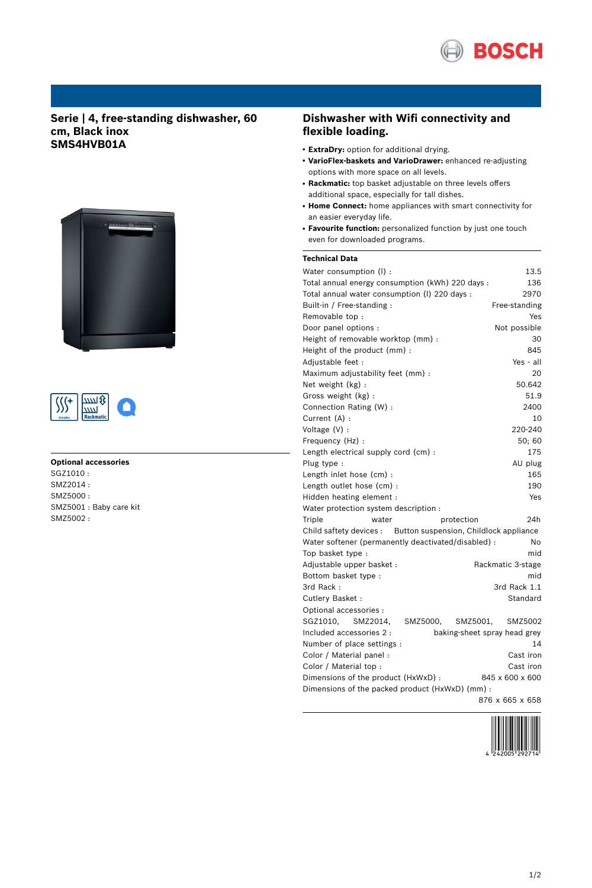# Serie | 4, free-standing dishwasher, 60 cm, Black inox
# SMS4HVB01A

### Optional accessories

SGZ1010 :
SMZ2014 :
SMZ5000 :
SMZ5001 : Baby care kit
SMZ5002 :

## Dishwasher with Wifi connectivity and flexible loading.

- **ExtraDry:** option for additional drying.
- **VarioFlex-baskets and VarioDrawer:** enhanced re-adjusting options with more space on all levels.
- **Rackmatic:** top basket adjustable on three levels offers additional space, especially for tall dishes.
- **Home Connect:** home appliances with smart connectivity for an easier everyday life.
- **Favourite function:** personalized function by just one touch even for downloaded programs.

### Technical Data

| | |
|---|---|
| Water consumption (l) : | 13.5 |
| Total annual energy consumption (kWh) 220 days : | 136 |
| Total annual water consumption (l) 220 days : | 2970 |
| Built-in / Free-standing : | Free-standing |
| Removable top : | Yes |
| Door panel options : | Not possible |
| Height of removable worktop (mm) : | 30 |
| Height of the product (mm) : | 845 |
| Adjustable feet : | Yes - all |
| Maximum adjustability feet (mm) : | 20 |
| Net weight (kg) : | 50.642 |
| Gross weight (kg) : | 51.9 |
| Connection Rating (W) : | 2400 |
| Current (A) : | 10 |
| Voltage (V) : | 220-240 |
| Frequency (Hz) : | 50; 60 |
| Length electrical supply cord (cm) : | 175 |
| Plug type : | AU plug |
| Length inlet hose (cm) : | 165 |
| Length outlet hose (cm) : | 190 |
| Hidden heating element : | Yes |
| Water protection system description : | Triple water protection 24h |
| Child saftey devices : | Button suspension, Childlock appliance |
| Water softener (permanently deactivated/disabled) : | No |
| Top basket type : | mid |
| Adjustable upper basket : | Rackmatic 3-stage |
| Bottom basket type : | mid |
| 3rd Rack : | 3rd Rack 1.1 |
| Cutlery Basket : | Standard |
| Optional accessories : | SGZ1010, SMZ2014, SMZ5000, SMZ5001, SMZ5002 |
| Included accessories 2 : | baking-sheet spray head grey |
| Number of place settings : | 14 |
| Color / Material panel : | Cast iron |
| Color / Material top : | Cast iron |
| Dimensions of the product (HxWxD) : | 845 x 600 x 600 |
| Dimensions of the packed product (HxWxD) (mm) : | 876 x 665 x 658 |

4 242005 292714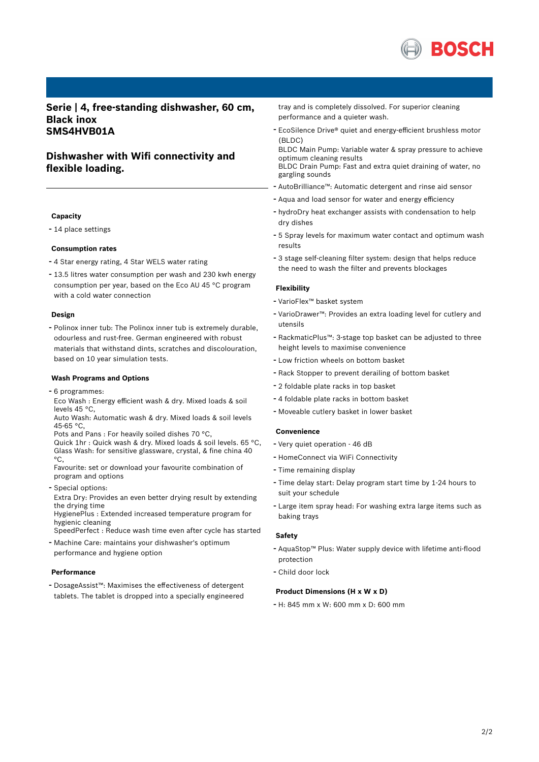# Serie | 4, free-standing dishwasher, 60 cm, Black inox
# SMS4HVB01A

## Dishwasher with Wifi connectivity and flexible loading.

### Capacity

- 14 place settings

### Consumption rates

- 4 Star energy rating, 4 Star WELS water rating
- 13.5 litres water consumption per wash and 230 kwh energy consumption per year, based on the Eco AU 45 °C program with a cold water connection

### Design

- Polinox inner tub: The Polinox inner tub is extremely durable, odourless and rust-free. German engineered with robust materials that withstand dints, scratches and discolouration, based on 10 year simulation tests.

### Wash Programs and Options

- 6 programmes:
  Eco Wash : Energy efficient wash & dry. Mixed loads & soil levels 45 °C,
  Auto Wash: Automatic wash & dry. Mixed loads & soil levels 45-65 °C,
  Pots and Pans : For heavily soiled dishes 70 °C,
  Quick 1hr : Quick wash & dry. Mixed loads & soil levels. 65 °C,
  Glass Wash: for sensitive glassware, crystal, & fine china 40 °C,
  Favourite: set or download your favourite combination of program and options
- Special options:
  Extra Dry: Provides an even better drying result by extending the drying time
  HygienePlus : Extended increased temperature program for hygienic cleaning
  SpeedPerfect : Reduce wash time even after cycle has started
- Machine Care: maintains your dishwasher's optimum performance and hygiene option

### Performance

- DosageAssist™: Maximises the effectiveness of detergent tablets. The tablet is dropped into a specially engineered tray and is completely dissolved. For superior cleaning performance and a quieter wash.
- EcoSilence Drive® quiet and energy-efficient brushless motor (BLDC)
  BLDC Main Pump: Variable water & spray pressure to achieve optimum cleaning results
  BLDC Drain Pump: Fast and extra quiet draining of water, no gargling sounds
- AutoBrilliance™: Automatic detergent and rinse aid sensor
- Aqua and load sensor for water and energy efficiency
- hydroDry heat exchanger assists with condensation to help dry dishes
- 5 Spray levels for maximum water contact and optimum wash results
- 3 stage self-cleaning filter system: design that helps reduce the need to wash the filter and prevents blockages

### Flexibility

- VarioFlex™ basket system
- VarioDrawer™: Provides an extra loading level for cutlery and utensils
- RackmaticPlus™: 3-stage top basket can be adjusted to three height levels to maximise convenience
- Low friction wheels on bottom basket
- Rack Stopper to prevent derailing of bottom basket
- 2 foldable plate racks in top basket
- 4 foldable plate racks in bottom basket
- Moveable cutlery basket in lower basket

### Convenience

- Very quiet operation - 46 dB
- HomeConnect via WiFi Connectivity
- Time remaining display
- Time delay start: Delay program start time by 1-24 hours to suit your schedule
- Large item spray head: For washing extra large items such as baking trays

### Safety

- AquaStop™ Plus: Water supply device with lifetime anti-flood protection
- Child door lock

### Product Dimensions (H x W x D)

- H: 845 mm x W: 600 mm x D: 600 mm